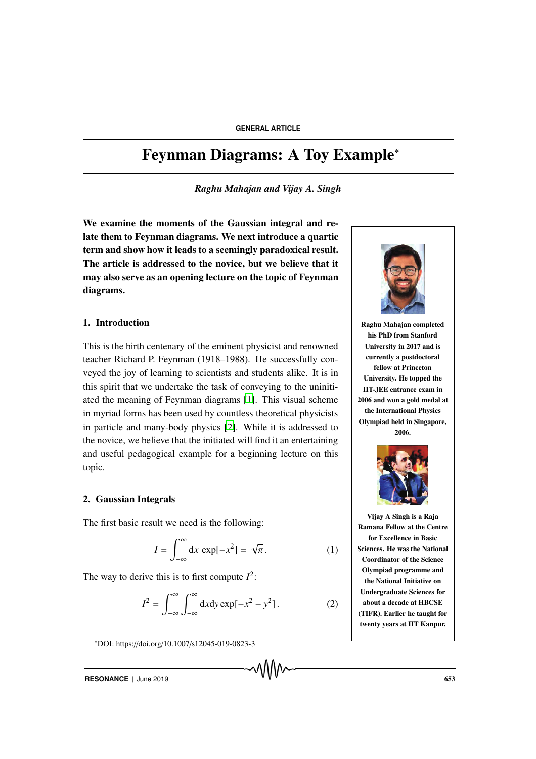GENERAL ARTICLE

# Feynman Diagrams: A Toy Example*

*Raghu Mahajan and Vijay A. Singh*

**We examine the moments of the Gaussian integral and relate them to Feynman diagrams. We next introduce a quartic term and show how it leads to a seemingly paradoxical result. The article is addressed to the novice, but we believe that it may also serve as an opening lecture on the topic of Feynman diagrams.**

**Raghu Mahajan completed his PhD from Stanford University in 2017 and is currently a postdoctoral fellow at Princeton University. He topped the IIT-JEE entrance exam in 2006 and won a gold medal at the International Physics Olympiad held in Singapore, 2006.**

**Vijay A Singh is a Raja Ramana Fellow at the Centre for Excellence in Basic Sciences. He was the National Coordinator of the Science Olympiad programme and the National Initiative on Undergraduate Sciences for about a decade at HBCSE (TIFR). Earlier he taught for twenty years at IIT Kanpur.**

## 1. Introduction

This is the birth centenary of the eminent physicist and renowned teacher Richard P. Feynman (1918–1988). He successfully conveyed the joy of learning to scientists and students alike. It is in this spirit that we undertake the task of conveying to the uninitiated the meaning of Feynman diagrams [1]. This visual scheme in myriad forms has been used by countless theoretical physicists in particle and many-body physics [2]. While it is addressed to the novice, we believe that the initiated will find it an entertaining and useful pedagogical example for a beginning lecture on this topic.

## 2. Gaussian Integrals

The first basic result we need is the following:

$$I = \int_{-\infty}^{\infty} \mathrm{d}x \, \exp[-x^2] = \sqrt{\pi}\,. \qquad (1)$$

The way to derive this is to first compute $I^2$:

$$I^2 = \int_{-\infty}^{\infty} \int_{-\infty}^{\infty} \mathrm{d}x\mathrm{d}y \exp[-x^2 - y^2]\,. \qquad (2)$$

*DOI: https://doi.org/10.1007/s12045-019-0823-3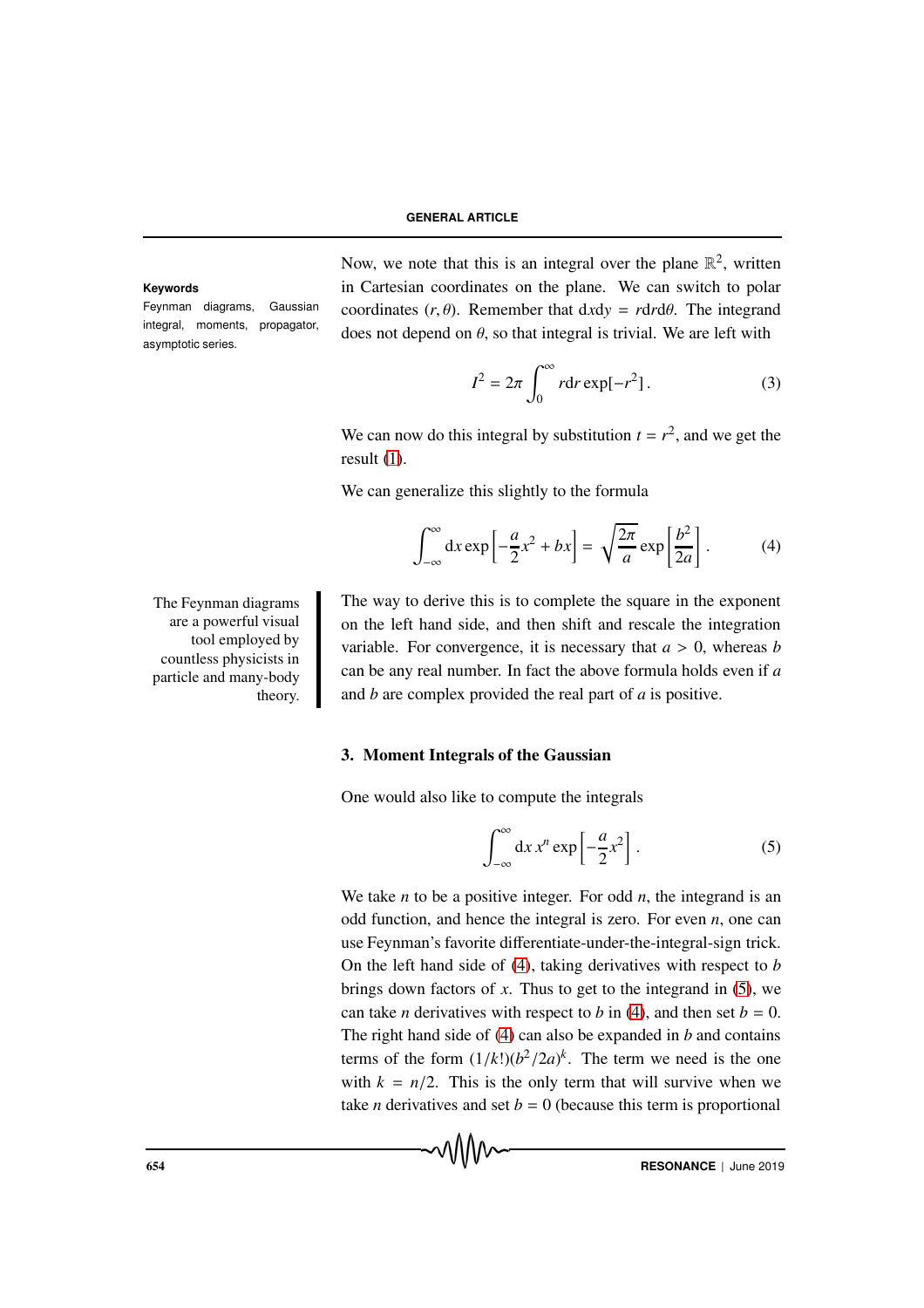**Keywords**

Feynman diagrams, Gaussian integral, moments, propagator, asymptotic series.

Now, we note that this is an integral over the plane $\mathbb{R}^2$, written in Cartesian coordinates on the plane. We can switch to polar coordinates $(r, \theta)$. Remember that $\mathrm{d}x\mathrm{d}y = r\mathrm{d}r\mathrm{d}\theta$. The integrand does not depend on $\theta$, so that integral is trivial. We are left with

$$I^2 = 2\pi \int_0^\infty r\mathrm{d}r \exp[-r^2] \,. \tag{3}$$

We can now do this integral by substitution $t = r^2$, and we get the result (1).

We can generalize this slightly to the formula

$$\int_{-\infty}^{\infty} \mathrm{d}x \exp\left[-\frac{a}{2}x^2 + bx\right] = \sqrt{\frac{2\pi}{a}} \exp\left[\frac{b^2}{2a}\right] . \tag{4}$$

The Feynman diagrams are a powerful visual tool employed by countless physicists in particle and many-body theory.

The way to derive this is to complete the square in the exponent on the left hand side, and then shift and rescale the integration variable. For convergence, it is necessary that $a > 0$, whereas $b$ can be any real number. In fact the above formula holds even if $a$ and $b$ are complex provided the real part of $a$ is positive.

## 3. Moment Integrals of the Gaussian

One would also like to compute the integrals

$$\int_{-\infty}^{\infty} \mathrm{d}x\, x^n \exp\left[-\frac{a}{2}x^2\right] . \tag{5}$$

We take $n$ to be a positive integer. For odd $n$, the integrand is an odd function, and hence the integral is zero. For even $n$, one can use Feynman's favorite differentiate-under-the-integral-sign trick. On the left hand side of (4), taking derivatives with respect to $b$ brings down factors of $x$. Thus to get to the integrand in (5), we can take $n$ derivatives with respect to $b$ in (4), and then set $b = 0$. The right hand side of (4) can also be expanded in $b$ and contains terms of the form $(1/k!)(b^2/2a)^k$. The term we need is the one with $k = n/2$. This is the only term that will survive when we take $n$ derivatives and set $b = 0$ (because this term is proportional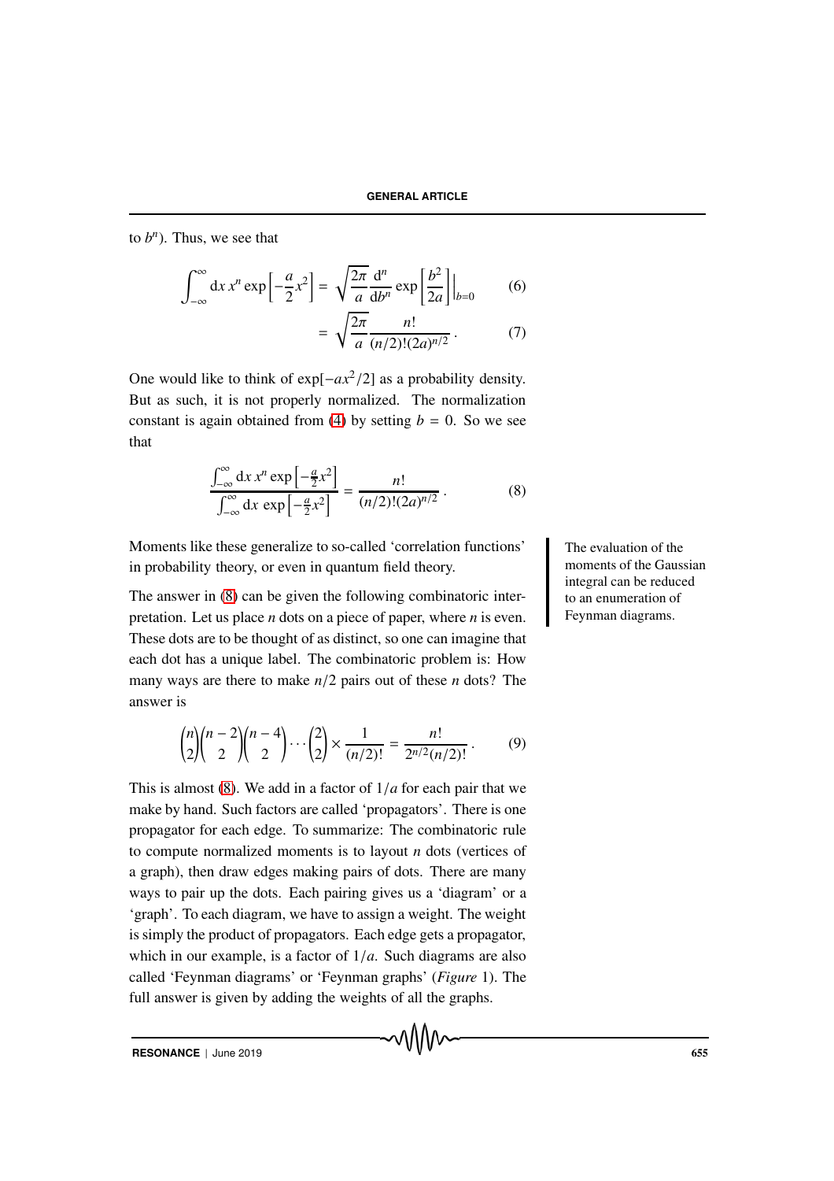to $b^n$). Thus, we see that

$$\int_{-\infty}^{\infty} \mathrm{d}x\, x^n \exp\left[-\frac{a}{2}x^2\right] = \sqrt{\frac{2\pi}{a}} \frac{\mathrm{d}^n}{\mathrm{d}b^n} \exp\left[\frac{b^2}{2a}\right]\Big|_{b=0} \tag{6}$$

$$= \sqrt{\frac{2\pi}{a}} \frac{n!}{(n/2)!(2a)^{n/2}}\,. \tag{7}$$

One would like to think of $\exp[-ax^2/2]$ as a probability density. But as such, it is not properly normalized. The normalization constant is again obtained from (4) by setting $b = 0$. So we see that

$$\frac{\int_{-\infty}^{\infty} \mathrm{d}x\, x^n \exp\left[-\frac{a}{2}x^2\right]}{\int_{-\infty}^{\infty} \mathrm{d}x\, \exp\left[-\frac{a}{2}x^2\right]} = \frac{n!}{(n/2)!(2a)^{n/2}}\,. \tag{8}$$

Moments like these generalize to so-called 'correlation functions' in probability theory, or even in quantum field theory.

The evaluation of the moments of the Gaussian integral can be reduced to an enumeration of Feynman diagrams.

The answer in (8) can be given the following combinatoric interpretation. Let us place $n$ dots on a piece of paper, where $n$ is even. These dots are to be thought of as distinct, so one can imagine that each dot has a unique label. The combinatoric problem is: How many ways are there to make $n/2$ pairs out of these $n$ dots? The answer is

$$\binom{n}{2}\binom{n-2}{2}\binom{n-4}{2}\cdots\binom{2}{2} \times \frac{1}{(n/2)!} = \frac{n!}{2^{n/2}(n/2)!}\,. \tag{9}$$

This is almost (8). We add in a factor of $1/a$ for each pair that we make by hand. Such factors are called 'propagators'. There is one propagator for each edge. To summarize: The combinatoric rule to compute normalized moments is to layout $n$ dots (vertices of a graph), then draw edges making pairs of dots. There are many ways to pair up the dots. Each pairing gives us a 'diagram' or a 'graph'. To each diagram, we have to assign a weight. The weight is simply the product of propagators. Each edge gets a propagator, which in our example, is a factor of $1/a$. Such diagrams are also called 'Feynman diagrams' or 'Feynman graphs' (*Figure* 1). The full answer is given by adding the weights of all the graphs.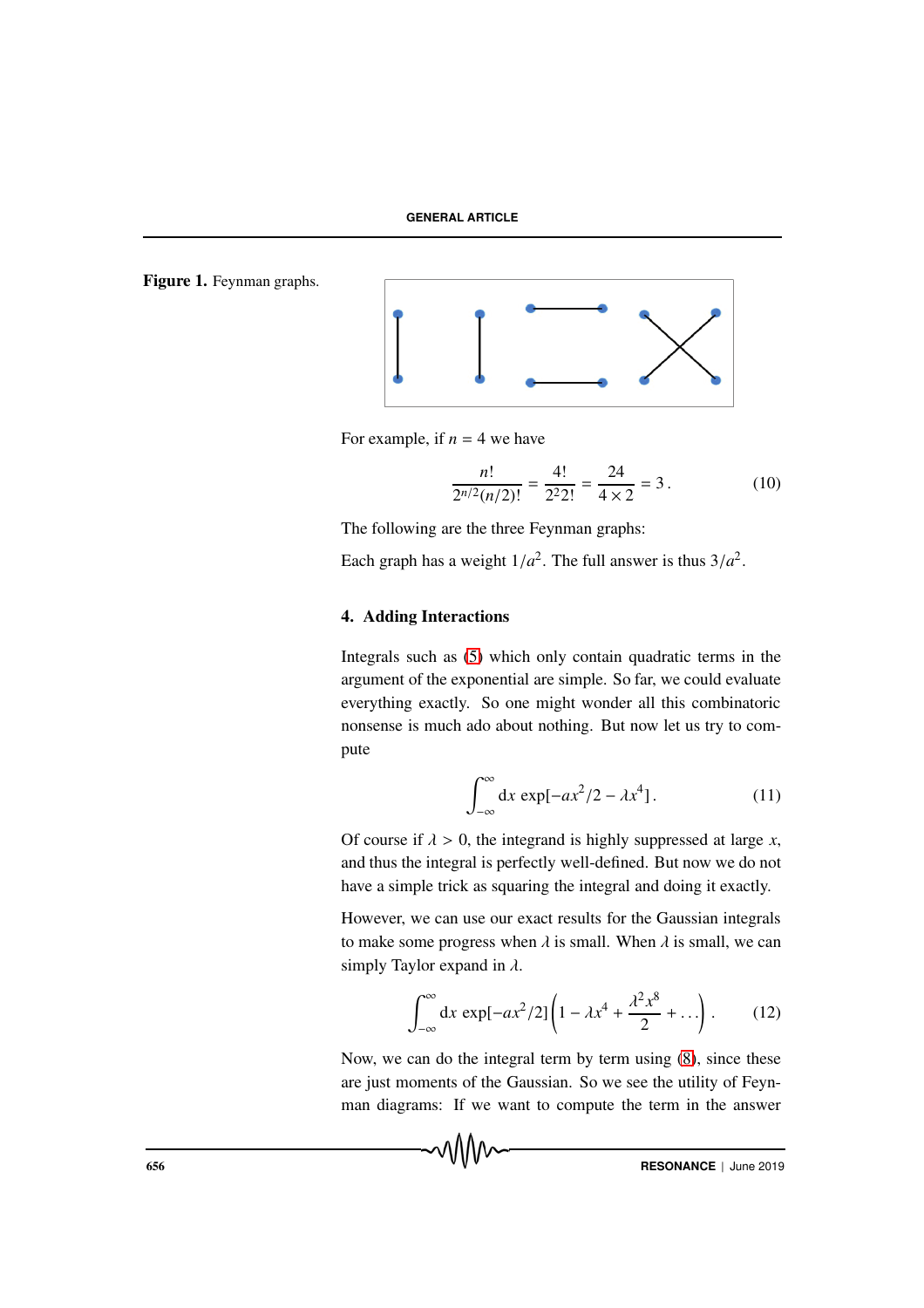**Figure 1.** Feynman graphs.

For example, if $n = 4$ we have

$$\frac{n!}{2^{n/2}(n/2)!} = \frac{4!}{2^2 2!} = \frac{24}{4 \times 2} = 3\,. \tag{10}$$

The following are the three Feynman graphs:

Each graph has a weight $1/a^2$. The full answer is thus $3/a^2$.

## 4. Adding Interactions

Integrals such as (5) which only contain quadratic terms in the argument of the exponential are simple. So far, we could evaluate everything exactly. So one might wonder all this combinatoric nonsense is much ado about nothing. But now let us try to compute

$$\int_{-\infty}^{\infty} \mathrm{d}x \, \exp[-ax^2/2 - \lambda x^4]\,. \tag{11}$$

Of course if $\lambda > 0$, the integrand is highly suppressed at large $x$, and thus the integral is perfectly well-defined. But now we do not have a simple trick as squaring the integral and doing it exactly.

However, we can use our exact results for the Gaussian integrals to make some progress when $\lambda$ is small. When $\lambda$ is small, we can simply Taylor expand in $\lambda$.

$$\int_{-\infty}^{\infty} \mathrm{d}x \, \exp[-ax^2/2] \left(1 - \lambda x^4 + \frac{\lambda^2 x^8}{2} + \ldots\right). \tag{12}$$

Now, we can do the integral term by term using (8), since these are just moments of the Gaussian. So we see the utility of Feynman diagrams: If we want to compute the term in the answer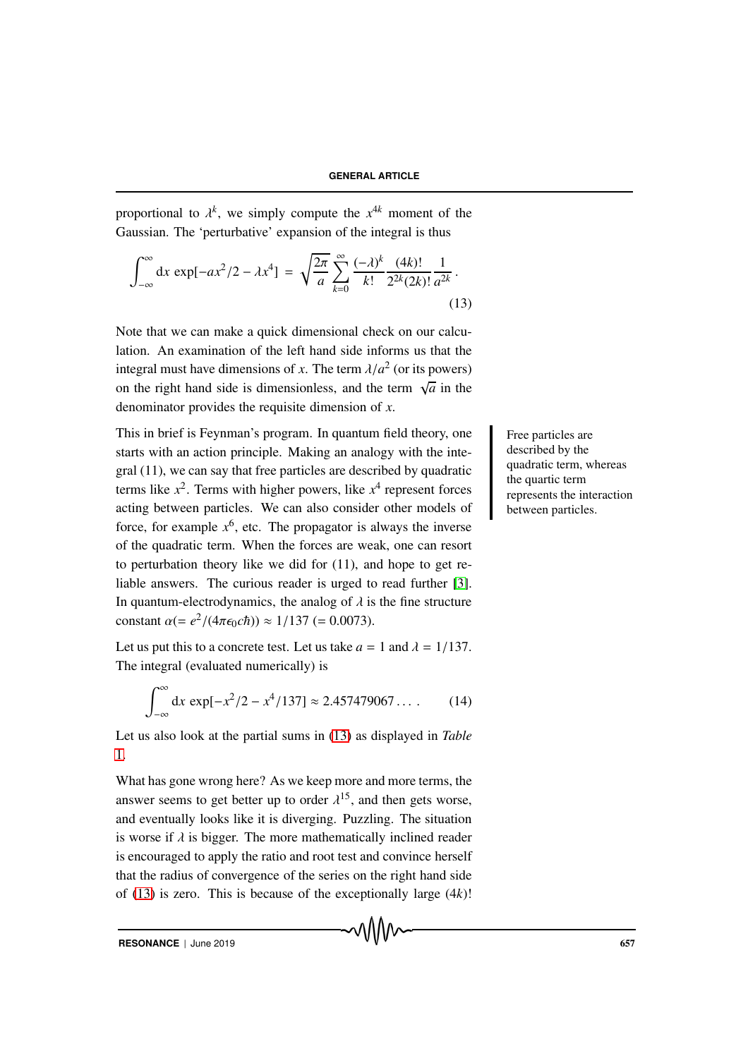proportional to $\lambda^k$, we simply compute the $x^{4k}$ moment of the Gaussian. The 'perturbative' expansion of the integral is thus

$$\int_{-\infty}^{\infty} \mathrm{d}x \, \exp[-ax^2/2 - \lambda x^4] = \sqrt{\frac{2\pi}{a}} \sum_{k=0}^{\infty} \frac{(-\lambda)^k}{k!} \frac{(4k)!}{2^{2k}(2k)!} \frac{1}{a^{2k}} \, . \tag{13}$$

Note that we can make a quick dimensional check on our calculation. An examination of the left hand side informs us that the integral must have dimensions of $x$. The term $\lambda/a^2$ (or its powers) on the right hand side is dimensionless, and the term $\sqrt{a}$ in the denominator provides the requisite dimension of $x$.

This in brief is Feynman's program. In quantum field theory, one starts with an action principle. Making an analogy with the integral (11), we can say that free particles are described by quadratic terms like $x^2$. Terms with higher powers, like $x^4$ represent forces acting between particles. We can also consider other models of force, for example $x^6$, etc. The propagator is always the inverse of the quadratic term. When the forces are weak, one can resort to perturbation theory like we did for (11), and hope to get reliable answers. The curious reader is urged to read further [3]. In quantum-electrodynamics, the analog of $\lambda$ is the fine structure constant $\alpha (= e^2/(4\pi\epsilon_0 c\hbar)) \approx 1/137$ $(= 0.0073)$.

Free particles are described by the quadratic term, whereas the quartic term represents the interaction between particles.

Let us put this to a concrete test. Let us take $a = 1$ and $\lambda = 1/137$. The integral (evaluated numerically) is

$$\int_{-\infty}^{\infty} \mathrm{d}x \, \exp[-x^2/2 - x^4/137] \approx 2.457479067 \ldots \, . \tag{14}$$

Let us also look at the partial sums in (13) as displayed in *Table 1*.

What has gone wrong here? As we keep more and more terms, the answer seems to get better up to order $\lambda^{15}$, and then gets worse, and eventually looks like it is diverging. Puzzling. The situation is worse if $\lambda$ is bigger. The more mathematically inclined reader is encouraged to apply the ratio and root test and convince herself that the radius of convergence of the series on the right hand side of (13) is zero. This is because of the exceptionally large $(4k)!$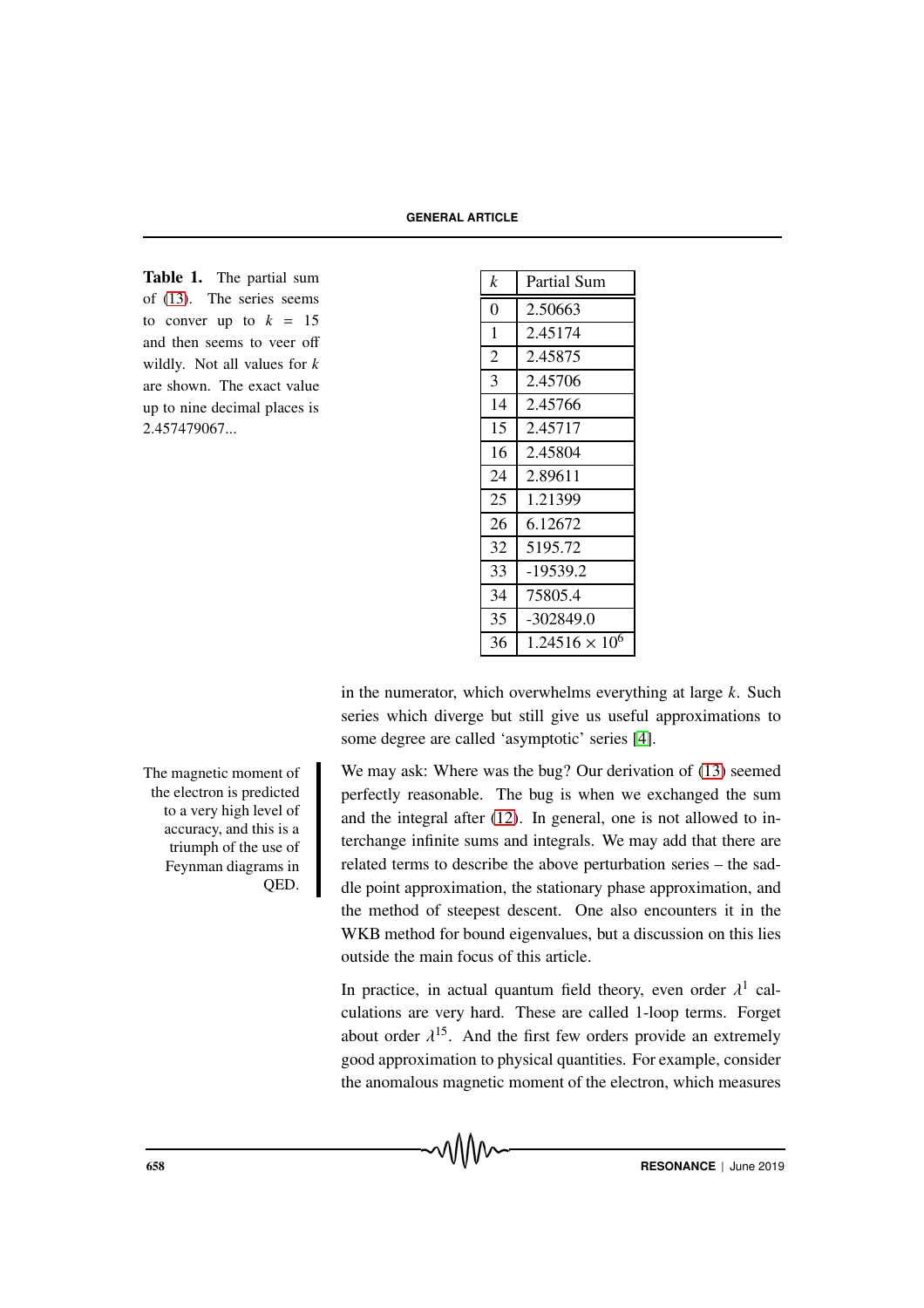**Table 1.** The partial sum of (13). The series seems to conver up to $k = 15$ and then seems to veer off wildly. Not all values for $k$ are shown. The exact value up to nine decimal places is 2.457479067...

| $k$ | Partial Sum |
|---|---|
| 0 | 2.50663 |
| 1 | 2.45174 |
| 2 | 2.45875 |
| 3 | 2.45706 |
| 14 | 2.45766 |
| 15 | 2.45717 |
| 16 | 2.45804 |
| 24 | 2.89611 |
| 25 | 1.21399 |
| 26 | 6.12672 |
| 32 | 5195.72 |
| 33 | -19539.2 |
| 34 | 75805.4 |
| 35 | -302849.0 |
| 36 | $1.24516 \times 10^6$ |

in the numerator, which overwhelms everything at large $k$. Such series which diverge but still give us useful approximations to some degree are called 'asymptotic' series [4].

The magnetic moment of the electron is predicted to a very high level of accuracy, and this is a triumph of the use of Feynman diagrams in QED.

We may ask: Where was the bug? Our derivation of (13) seemed perfectly reasonable. The bug is when we exchanged the sum and the integral after (12). In general, one is not allowed to interchange infinite sums and integrals. We may add that there are related terms to describe the above perturbation series – the saddle point approximation, the stationary phase approximation, and the method of steepest descent. One also encounters it in the WKB method for bound eigenvalues, but a discussion on this lies outside the main focus of this article.

In practice, in actual quantum field theory, even order $\lambda^1$ calculations are very hard. These are called 1-loop terms. Forget about order $\lambda^{15}$. And the first few orders provide an extremely good approximation to physical quantities. For example, consider the anomalous magnetic moment of the electron, which measures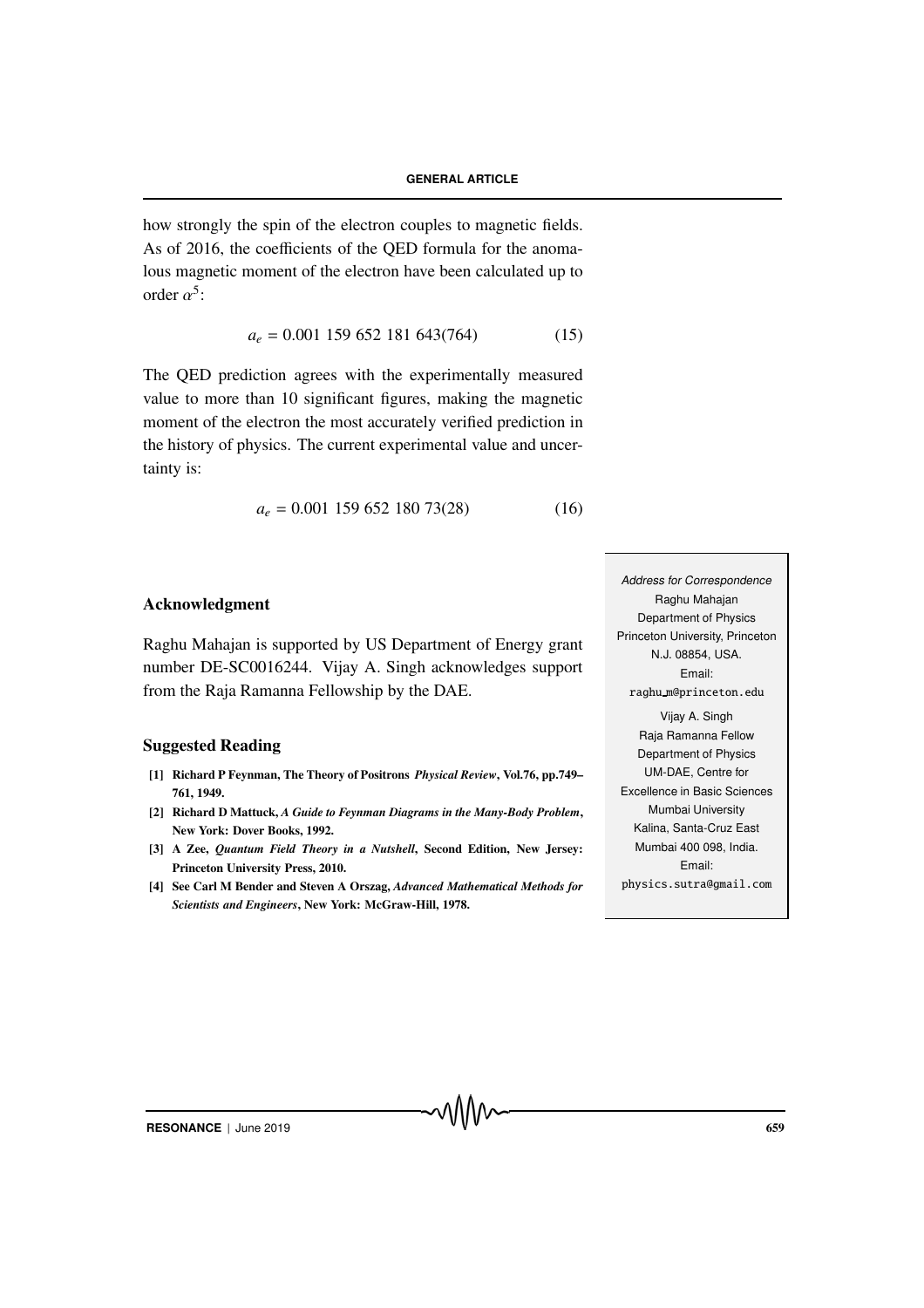how strongly the spin of the electron couples to magnetic fields. As of 2016, the coefficients of the QED formula for the anomalous magnetic moment of the electron have been calculated up to order $\alpha^5$:

$$a_e = 0.001\ 159\ 652\ 181\ 643(764) \tag{15}$$

The QED prediction agrees with the experimentally measured value to more than 10 significant figures, making the magnetic moment of the electron the most accurately verified prediction in the history of physics. The current experimental value and uncertainty is:

$$a_e = 0.001\ 159\ 652\ 180\ 73(28) \tag{16}$$

## Acknowledgment

Raghu Mahajan is supported by US Department of Energy grant number DE-SC0016244. Vijay A. Singh acknowledges support from the Raja Ramanna Fellowship by the DAE.

## Suggested Reading

**[1] Richard P Feynman, The Theory of Positrons *Physical Review*, Vol.76, pp.749–761, 1949.**

**[2] Richard D Mattuck, *A Guide to Feynman Diagrams in the Many-Body Problem*, New York: Dover Books, 1992.**

**[3] A Zee, *Quantum Field Theory in a Nutshell*, Second Edition, New Jersey: Princeton University Press, 2010.**

**[4] See Carl M Bender and Steven A Orszag, *Advanced Mathematical Methods for Scientists and Engineers*, New York: McGraw-Hill, 1978.**

*Address for Correspondence*

Raghu Mahajan
Department of Physics
Princeton University, Princeton
N.J. 08854, USA.
Email:
raghu_m@princeton.edu

Vijay A. Singh
Raja Ramanna Fellow
Department of Physics
UM-DAE, Centre for
Excellence in Basic Sciences
Mumbai University
Kalina, Santa-Cruz East
Mumbai 400 098, India.
Email:
physics.sutra@gmail.com